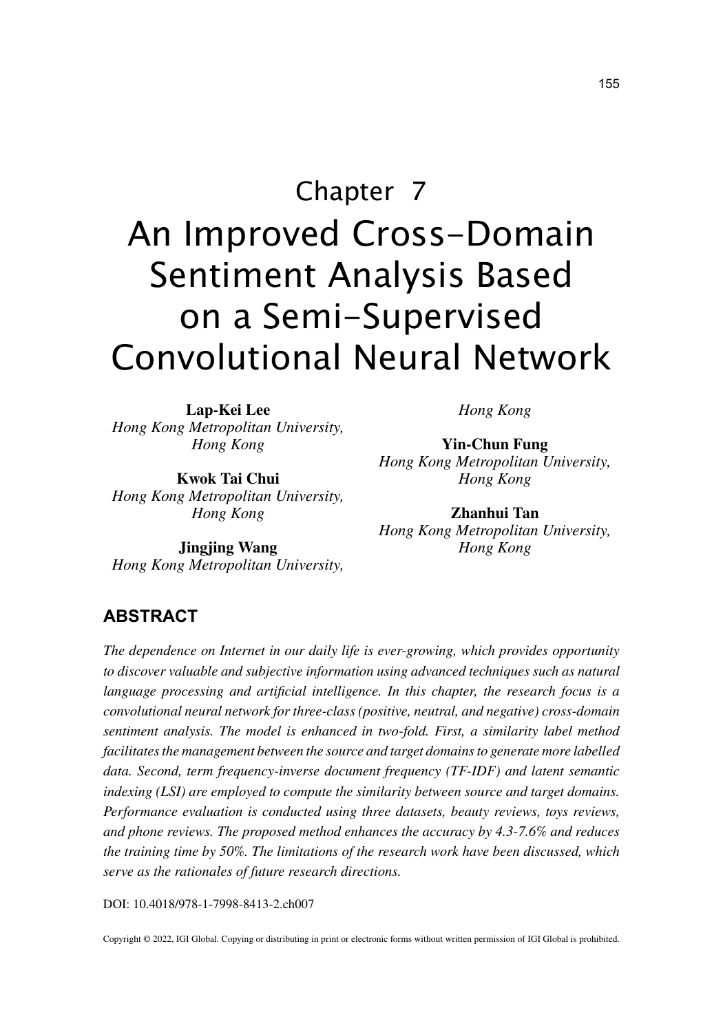# Chapter 7

# An Improved Cross-Domain Sentiment Analysis Based on a Semi-Supervised Convolutional Neural Network

**Lap-Kei Lee**
*Hong Kong Metropolitan University, Hong Kong*

**Kwok Tai Chui**
*Hong Kong Metropolitan University, Hong Kong*

**Jingjing Wang**
*Hong Kong Metropolitan University, Hong Kong*

**Yin-Chun Fung**
*Hong Kong Metropolitan University, Hong Kong*

**Zhanhui Tan**
*Hong Kong Metropolitan University, Hong Kong*

## ABSTRACT

*The dependence on Internet in our daily life is ever-growing, which provides opportunity to discover valuable and subjective information using advanced techniques such as natural language processing and artificial intelligence. In this chapter, the research focus is a convolutional neural network for three-class (positive, neutral, and negative) cross-domain sentiment analysis. The model is enhanced in two-fold. First, a similarity label method facilitates the management between the source and target domains to generate more labelled data. Second, term frequency-inverse document frequency (TF-IDF) and latent semantic indexing (LSI) are employed to compute the similarity between source and target domains. Performance evaluation is conducted using three datasets, beauty reviews, toys reviews, and phone reviews. The proposed method enhances the accuracy by 4.3-7.6% and reduces the training time by 50%. The limitations of the research work have been discussed, which serve as the rationales of future research directions.*

DOI: 10.4018/978-1-7998-8413-2.ch007

Copyright © 2022, IGI Global. Copying or distributing in print or electronic forms without written permission of IGI Global is prohibited.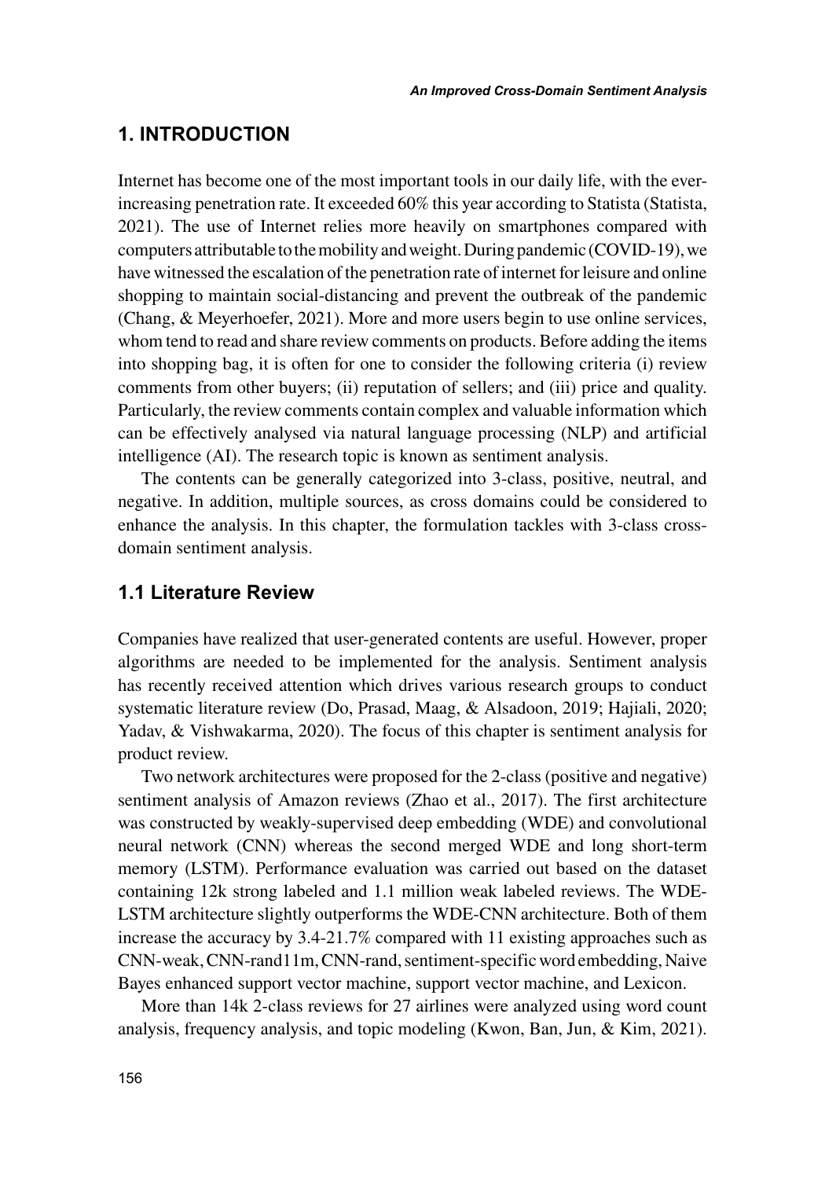## 1. INTRODUCTION

Internet has become one of the most important tools in our daily life, with the ever-increasing penetration rate. It exceeded 60% this year according to Statista (Statista, 2021). The use of Internet relies more heavily on smartphones compared with computers attributable to the mobility and weight. During pandemic (COVID-19), we have witnessed the escalation of the penetration rate of internet for leisure and online shopping to maintain social-distancing and prevent the outbreak of the pandemic (Chang, & Meyerhoefer, 2021). More and more users begin to use online services, whom tend to read and share review comments on products. Before adding the items into shopping bag, it is often for one to consider the following criteria (i) review comments from other buyers; (ii) reputation of sellers; and (iii) price and quality. Particularly, the review comments contain complex and valuable information which can be effectively analysed via natural language processing (NLP) and artificial intelligence (AI). The research topic is known as sentiment analysis.

The contents can be generally categorized into 3-class, positive, neutral, and negative. In addition, multiple sources, as cross domains could be considered to enhance the analysis. In this chapter, the formulation tackles with 3-class cross-domain sentiment analysis.

### 1.1 Literature Review

Companies have realized that user-generated contents are useful. However, proper algorithms are needed to be implemented for the analysis. Sentiment analysis has recently received attention which drives various research groups to conduct systematic literature review (Do, Prasad, Maag, & Alsadoon, 2019; Hajiali, 2020; Yadav, & Vishwakarma, 2020). The focus of this chapter is sentiment analysis for product review.

Two network architectures were proposed for the 2-class (positive and negative) sentiment analysis of Amazon reviews (Zhao et al., 2017). The first architecture was constructed by weakly-supervised deep embedding (WDE) and convolutional neural network (CNN) whereas the second merged WDE and long short-term memory (LSTM). Performance evaluation was carried out based on the dataset containing 12k strong labeled and 1.1 million weak labeled reviews. The WDE-LSTM architecture slightly outperforms the WDE-CNN architecture. Both of them increase the accuracy by 3.4-21.7% compared with 11 existing approaches such as CNN-weak, CNN-rand11m, CNN-rand, sentiment-specific word embedding, Naive Bayes enhanced support vector machine, support vector machine, and Lexicon.

More than 14k 2-class reviews for 27 airlines were analyzed using word count analysis, frequency analysis, and topic modeling (Kwon, Ban, Jun, & Kim, 2021).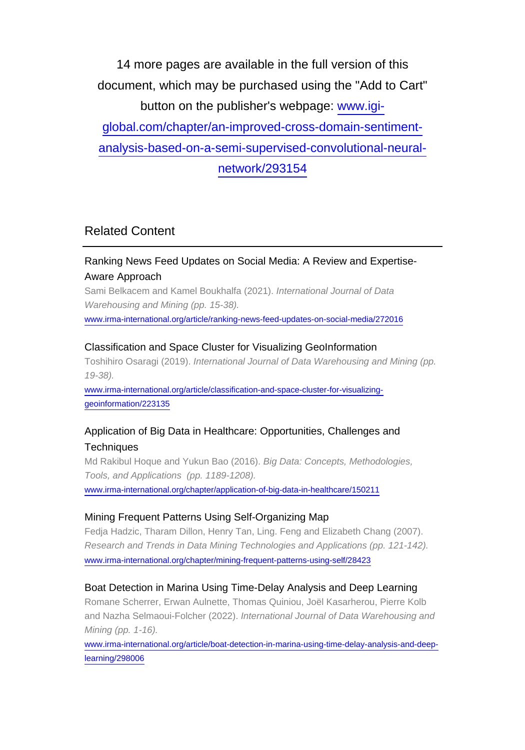14 more pages are available in the full version of this document, which may be purchased using the "Add to Cart" button on the publisher's webpage: [www.igi-global.com/chapter/an-improved-cross-domain-sentiment-analysis-based-on-a-semi-supervised-convolutional-neural-network/293154](www.igi-global.com/chapter/an-improved-cross-domain-sentiment-analysis-based-on-a-semi-supervised-convolutional-neural-network/293154)

## Related Content

**Ranking News Feed Updates on Social Media: A Review and Expertise-Aware Approach**

Sami Belkacem and Kamel Boukhalfa (2021). *International Journal of Data Warehousing and Mining (pp. 15-38).*

[www.irma-international.org/article/ranking-news-feed-updates-on-social-media/272016](www.irma-international.org/article/ranking-news-feed-updates-on-social-media/272016)

**Classification and Space Cluster for Visualizing GeoInformation**

Toshihiro Osaragi (2019). *International Journal of Data Warehousing and Mining (pp. 19-38).*

[www.irma-international.org/article/classification-and-space-cluster-for-visualizing-geoinformation/223135](www.irma-international.org/article/classification-and-space-cluster-for-visualizing-geoinformation/223135)

**Application of Big Data in Healthcare: Opportunities, Challenges and Techniques**

Md Rakibul Hoque and Yukun Bao (2016). *Big Data: Concepts, Methodologies, Tools, and Applications (pp. 1189-1208).*

[www.irma-international.org/chapter/application-of-big-data-in-healthcare/150211](www.irma-international.org/chapter/application-of-big-data-in-healthcare/150211)

**Mining Frequent Patterns Using Self-Organizing Map**

Fedja Hadzic, Tharam Dillon, Henry Tan, Ling. Feng and Elizabeth Chang (2007). *Research and Trends in Data Mining Technologies and Applications (pp. 121-142).*

[www.irma-international.org/chapter/mining-frequent-patterns-using-self/28423](www.irma-international.org/chapter/mining-frequent-patterns-using-self/28423)

**Boat Detection in Marina Using Time-Delay Analysis and Deep Learning**

Romane Scherrer, Erwan Aulnette, Thomas Quiniou, Joël Kasarherou, Pierre Kolb and Nazha Selmaoui-Folcher (2022). *International Journal of Data Warehousing and Mining (pp. 1-16).*

[www.irma-international.org/article/boat-detection-in-marina-using-time-delay-analysis-and-deep-learning/298006](www.irma-international.org/article/boat-detection-in-marina-using-time-delay-analysis-and-deep-learning/298006)